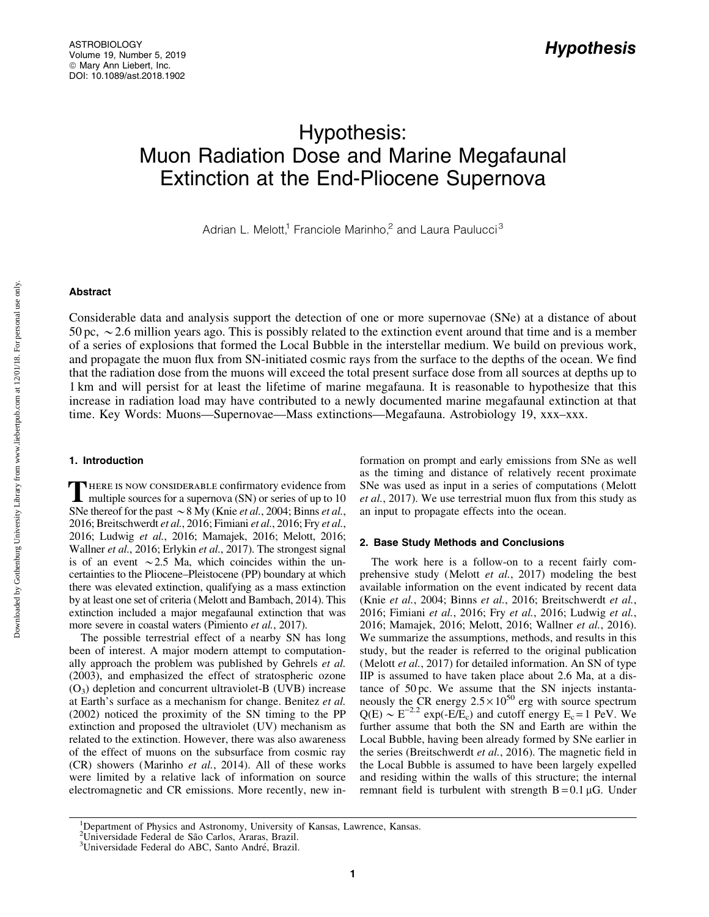# Hypothesis: Muon Radiation Dose and Marine Megafaunal Extinction at the End-Pliocene Supernova

Adrian L. Melott,[1] Franciole Marinho,[2] and Laura Paulucci[3]

## Abstract

Considerable data and analysis support the detection of one or more supernovae (SNe) at a distance of about 50 pc, ~2.6 million years ago. This is possibly related to the extinction event around that time and is a member of a series of explosions that formed the Local Bubble in the interstellar medium. We build on previous work, and propagate the muon flux from SN-initiated cosmic rays from the surface to the depths of the ocean. We find that the radiation dose from the muons will exceed the total present surface dose from all sources at depths up to 1 km and will persist for at least the lifetime of marine megafauna. It is reasonable to hypothesize that this increase in radiation load may have contributed to a newly documented marine megafaunal extinction at that time. Key Words: Muons—Supernovae—Mass extinctions—Megafauna. Astrobiology 19, xxx–xxx.

## 1. Introduction

There is now considerable confirmatory evidence from multiple sources for a supernova (SN) or series of up to 10 SNe thereof for the past ~8 My (Knie *et al.*, 2004; Binns *et al.*, 2016; Breitschwerdt *et al.*, 2016; Fimiani *et al.*, 2016; Fry *et al.*, 2016; Ludwig *et al.*, 2016; Mamajek, 2016; Melott, 2016; Wallner *et al.*, 2016; Erlykin *et al.*, 2017). The strongest signal is of an event ~2.5 Ma, which coincides within the uncertainties to the Pliocene–Pleistocene (PP) boundary at which there was elevated extinction, qualifying as a mass extinction by at least one set of criteria (Melott and Bambach, 2014). This extinction included a major megafaunal extinction that was more severe in coastal waters (Pimiento *et al.*, 2017).

The possible terrestrial effect of a nearby SN has long been of interest. A major modern attempt to computationally approach the problem was published by Gehrels *et al.* (2003), and emphasized the effect of stratospheric ozone ($O_3$) depletion and concurrent ultraviolet-B (UVB) increase at Earth's surface as a mechanism for change. Benitez *et al.* (2002) noticed the proximity of the SN timing to the PP extinction and proposed the ultraviolet (UV) mechanism as related to the extinction. However, there was also awareness of the effect of muons on the subsurface from cosmic ray (CR) showers (Marinho *et al.*, 2014). All of these works were limited by a relative lack of information on source electromagnetic and CR emissions. More recently, new information on prompt and early emissions from SNe as well as the timing and distance of relatively recent proximate SNe was used as input in a series of computations (Melott *et al.*, 2017). We use terrestrial muon flux from this study as an input to propagate effects into the ocean.

## 2. Base Study Methods and Conclusions

The work here is a follow-on to a recent fairly comprehensive study (Melott *et al.*, 2017) modeling the best available information on the event indicated by recent data (Knie *et al.*, 2004; Binns *et al.*, 2016; Breitschwerdt *et al.*, 2016; Fimiani *et al.*, 2016; Fry *et al.*, 2016; Ludwig *et al.*, 2016; Mamajek, 2016; Melott, 2016; Wallner *et al.*, 2016). We summarize the assumptions, methods, and results in this study, but the reader is referred to the original publication (Melott *et al.*, 2017) for detailed information. An SN of type IIP is assumed to have taken place about 2.6 Ma, at a distance of 50 pc. We assume that the SN injects instantaneously the CR energy $2.5 \times 10^{50}$ erg with source spectrum $Q(E) \sim E^{-2.2} \exp(-E/E_c)$ and cutoff energy $E_c = 1$ PeV. We further assume that both the SN and Earth are within the Local Bubble, having been already formed by SNe earlier in the series (Breitschwerdt *et al.*, 2016). The magnetic field in the Local Bubble is assumed to have been largely expelled and residing within the walls of this structure; the internal remnant field is turbulent with strength $B = 0.1\ \mu G$. Under

[1]Department of Physics and Astronomy, University of Kansas, Lawrence, Kansas.
[2]Universidade Federal de São Carlos, Araras, Brazil.
[3]Universidade Federal do ABC, Santo André, Brazil.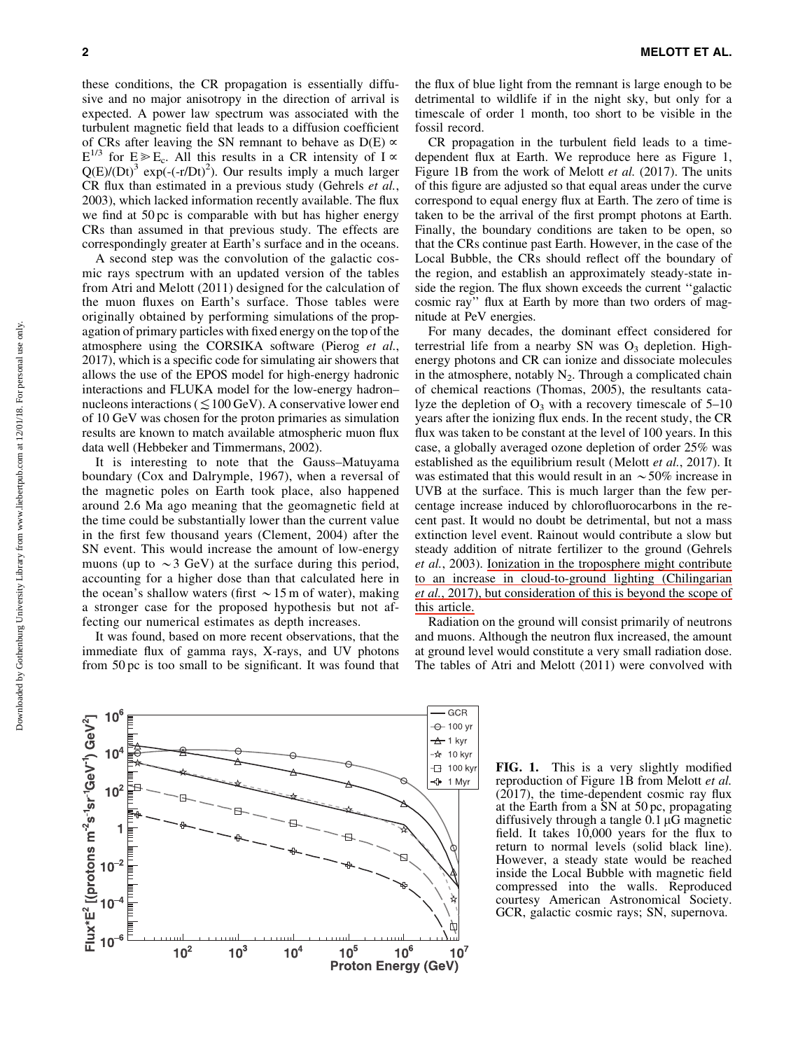these conditions, the CR propagation is essentially diffusive and no major anisotropy in the direction of arrival is expected. A power law spectrum was associated with the turbulent magnetic field that leads to a diffusion coefficient of CRs after leaving the SN remnant to behave as $D(E) \propto E^{1/3}$ for $E \gg E_c$. All this results in a CR intensity of $I \propto Q(E)/(Dt)^3 \exp(-(-r/Dt)^2)$. Our results imply a much larger CR flux than estimated in a previous study (Gehrels *et al.*, 2003), which lacked information recently available. The flux we find at 50 pc is comparable with but has higher energy CRs than assumed in that previous study. The effects are correspondingly greater at Earth's surface and in the oceans.

A second step was the convolution of the galactic cosmic rays spectrum with an updated version of the tables from Atri and Melott (2011) designed for the calculation of the muon fluxes on Earth's surface. Those tables were originally obtained by performing simulations of the propagation of primary particles with fixed energy on the top of the atmosphere using the CORSIKA software (Pierog *et al.*, 2017), which is a specific code for simulating air showers that allows the use of the EPOS model for high-energy hadronic interactions and FLUKA model for the low-energy hadron–nucleons interactions ($\lesssim 100$ GeV). A conservative lower end of 10 GeV was chosen for the proton primaries as simulation results are known to match available atmospheric muon flux data well (Hebbeker and Timmermans, 2002).

It is interesting to note that the Gauss–Matuyama boundary (Cox and Dalrymple, 1967), when a reversal of the magnetic poles on Earth took place, also happened around 2.6 Ma ago meaning that the geomagnetic field at the time could be substantially lower than the current value in the first few thousand years (Clement, 2004) after the SN event. This would increase the amount of low-energy muons (up to $\sim 3$ GeV) at the surface during this period, accounting for a higher dose than that calculated here in the ocean's shallow waters (first $\sim 15$ m of water), making a stronger case for the proposed hypothesis but not affecting our numerical estimates as depth increases.

It was found, based on more recent observations, that the immediate flux of gamma rays, X-rays, and UV photons from 50 pc is too small to be significant. It was found that the flux of blue light from the remnant is large enough to be detrimental to wildlife if in the night sky, but only for a timescale of order 1 month, too short to be visible in the fossil record.

CR propagation in the turbulent field leads to a time-dependent flux at Earth. We reproduce here as Figure 1, Figure 1B from the work of Melott *et al.* (2017). The units of this figure are adjusted so that equal areas under the curve correspond to equal energy flux at Earth. The zero of time is taken to be the arrival of the first prompt photons at Earth. Finally, the boundary conditions are taken to be open, so that the CRs continue past Earth. However, in the case of the Local Bubble, the CRs should reflect off the boundary of the region, and establish an approximately steady-state inside the region. The flux shown exceeds the current ''galactic cosmic ray'' flux at Earth by more than two orders of magnitude at PeV energies.

For many decades, the dominant effect considered for terrestrial life from a nearby SN was $O_3$ depletion. High-energy photons and CR can ionize and dissociate molecules in the atmosphere, notably $N_2$. Through a complicated chain of chemical reactions (Thomas, 2005), the resultants catalyze the depletion of $O_3$ with a recovery timescale of 5–10 years after the ionizing flux ends. In the recent study, the CR flux was taken to be constant at the level of 100 years. In this case, a globally averaged ozone depletion of order 25% was established as the equilibrium result (Melott *et al.*, 2017). It was estimated that this would result in an $\sim 50\%$ increase in UVB at the surface. This is much larger than the few percentage increase induced by chlorofluorocarbons in the recent past. It would no doubt be detrimental, but not a mass extinction level event. Rainout would contribute a slow but steady addition of nitrate fertilizer to the ground (Gehrels *et al.*, 2003). Ionization in the troposphere might contribute to an increase in cloud-to-ground lighting (Chilingarian *et al.*, 2017), but consideration of this is beyond the scope of this article.

Radiation on the ground will consist primarily of neutrons and muons. Although the neutron flux increased, the amount at ground level would constitute a very small radiation dose. The tables of Atri and Melott (2011) were convolved with

**FIG. 1.** This is a very slightly modified reproduction of Figure 1B from Melott *et al.* (2017), the time-dependent cosmic ray flux at the Earth from a SN at 50 pc, propagating diffusively through a tangle 0.1 μG magnetic field. It takes 10,000 years for the flux to return to normal levels (solid black line). However, a steady state would be reached inside the Local Bubble with magnetic field compressed into the walls. Reproduced courtesy American Astronomical Society. GCR, galactic cosmic rays; SN, supernova.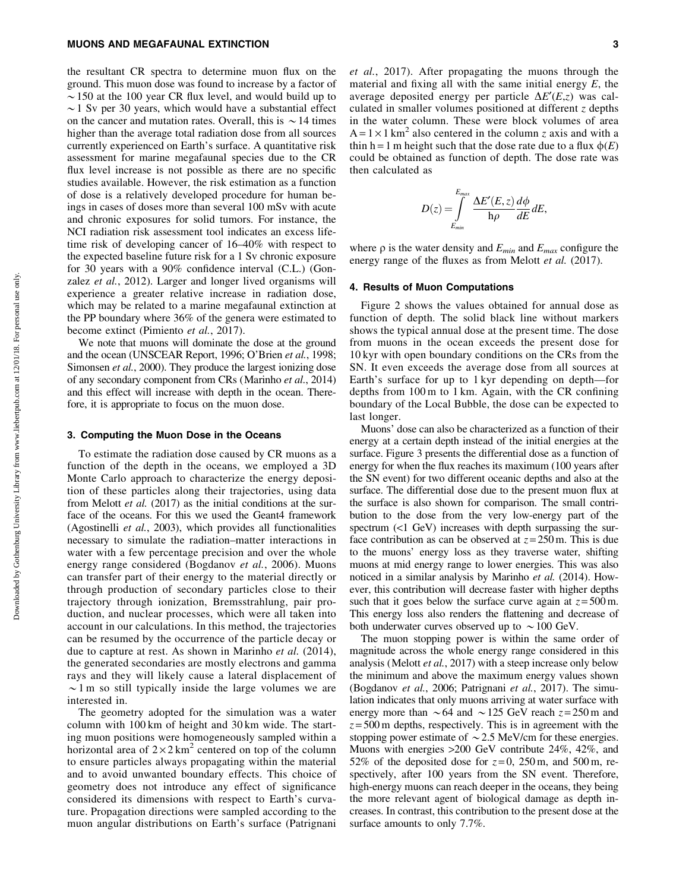the resultant CR spectra to determine muon flux on the ground. This muon dose was found to increase by a factor of $\sim 150$ at the 100 year CR flux level, and would build up to $\sim 1$ Sv per 30 years, which would have a substantial effect on the cancer and mutation rates. Overall, this is $\sim 14$ times higher than the average total radiation dose from all sources currently experienced on Earth's surface. A quantitative risk assessment for marine megafaunal species due to the CR flux level increase is not possible as there are no specific studies available. However, the risk estimation as a function of dose is a relatively developed procedure for human beings in cases of doses more than several 100 mSv with acute and chronic exposures for solid tumors. For instance, the NCI radiation risk assessment tool indicates an excess lifetime risk of developing cancer of 16–40% with respect to the expected baseline future risk for a 1 Sv chronic exposure for 30 years with a 90% confidence interval (C.L.) (Gonzalez *et al.*, 2012). Larger and longer lived organisms will experience a greater relative increase in radiation dose, which may be related to a marine megafaunal extinction at the PP boundary where 36% of the genera were estimated to become extinct (Pimiento *et al.*, 2017).

We note that muons will dominate the dose at the ground and the ocean (UNSCEAR Report, 1996; O'Brien *et al.*, 1998; Simonsen *et al.*, 2000). They produce the largest ionizing dose of any secondary component from CRs (Marinho *et al.*, 2014) and this effect will increase with depth in the ocean. Therefore, it is appropriate to focus on the muon dose.

### 3. Computing the Muon Dose in the Oceans

To estimate the radiation dose caused by CR muons as a function of the depth in the oceans, we employed a 3D Monte Carlo approach to characterize the energy deposition of these particles along their trajectories, using data from Melott *et al.* (2017) as the initial conditions at the surface of the oceans. For this we used the Geant4 framework (Agostinelli *et al.*, 2003), which provides all functionalities necessary to simulate the radiation–matter interactions in water with a few percentage precision and over the whole energy range considered (Bogdanov *et al.*, 2006). Muons can transfer part of their energy to the material directly or through production of secondary particles close to their trajectory through ionization, Bremsstrahlung, pair production, and nuclear processes, which were all taken into account in our calculations. In this method, the trajectories can be resumed by the occurrence of the particle decay or due to capture at rest. As shown in Marinho *et al.* (2014), the generated secondaries are mostly electrons and gamma rays and they will likely cause a lateral displacement of $\sim 1$ m so still typically inside the large volumes we are interested in.

The geometry adopted for the simulation was a water column with 100 km of height and 30 km wide. The starting muon positions were homogeneously sampled within a horizontal area of $2 \times 2\ \text{km}^2$ centered on top of the column to ensure particles always propagating within the material and to avoid unwanted boundary effects. This choice of geometry does not introduce any effect of significance considered its dimensions with respect to Earth's curvature. Propagation directions were sampled according to the muon angular distributions on Earth's surface (Patrignani *et al.*, 2017). After propagating the muons through the material and fixing all with the same initial energy $E$, the average deposited energy per particle $\Delta E'(E,z)$ was calculated in smaller volumes positioned at different $z$ depths in the water column. These were block volumes of area $A = 1 \times 1\ \text{km}^2$ also centered in the column $z$ axis and with a thin $h = 1$ m height such that the dose rate due to a flux $\phi(E)$ could be obtained as function of depth. The dose rate was then calculated as

$$D(z) = \int_{E_{min}}^{E_{max}} \frac{\Delta E'(E,z)}{h\rho} \frac{d\phi}{dE} dE,$$

where $\rho$ is the water density and $E_{min}$ and $E_{max}$ configure the energy range of the fluxes as from Melott *et al.* (2017).

### 4. Results of Muon Computations

Figure 2 shows the values obtained for annual dose as function of depth. The solid black line without markers shows the typical annual dose at the present time. The dose from muons in the ocean exceeds the present dose for 10 kyr with open boundary conditions on the CRs from the SN. It even exceeds the average dose from all sources at Earth's surface for up to 1 kyr depending on depth—for depths from 100 m to 1 km. Again, with the CR confining boundary of the Local Bubble, the dose can be expected to last longer.

Muons' dose can also be characterized as a function of their energy at a certain depth instead of the initial energies at the surface. Figure 3 presents the differential dose as a function of energy for when the flux reaches its maximum (100 years after the SN event) for two different oceanic depths and also at the surface. The differential dose due to the present muon flux at the surface is also shown for comparison. The small contribution to the dose from the very low-energy part of the spectrum (<1 GeV) increases with depth surpassing the surface contribution as can be observed at $z = 250$ m. This is due to the muons' energy loss as they traverse water, shifting muons at mid energy range to lower energies. This was also noticed in a similar analysis by Marinho *et al.* (2014). However, this contribution will decrease faster with higher depths such that it goes below the surface curve again at $z = 500$ m. This energy loss also renders the flattening and decrease of both underwater curves observed up to $\sim 100$ GeV.

The muon stopping power is within the same order of magnitude across the whole energy range considered in this analysis (Melott *et al.*, 2017) with a steep increase only below the minimum and above the maximum energy values shown (Bogdanov *et al.*, 2006; Patrignani *et al.*, 2017). The simulation indicates that only muons arriving at water surface with energy more than $\sim 64$ and $\sim 125$ GeV reach $z = 250$ m and $z = 500$ m depths, respectively. This is in agreement with the stopping power estimate of $\sim 2.5$ MeV/cm for these energies. Muons with energies >200 GeV contribute 24%, 42%, and 52% of the deposited dose for $z = 0$, 250 m, and 500 m, respectively, after 100 years from the SN event. Therefore, high-energy muons can reach deeper in the oceans, they being the more relevant agent of biological damage as depth increases. In contrast, this contribution to the present dose at the surface amounts to only 7.7%.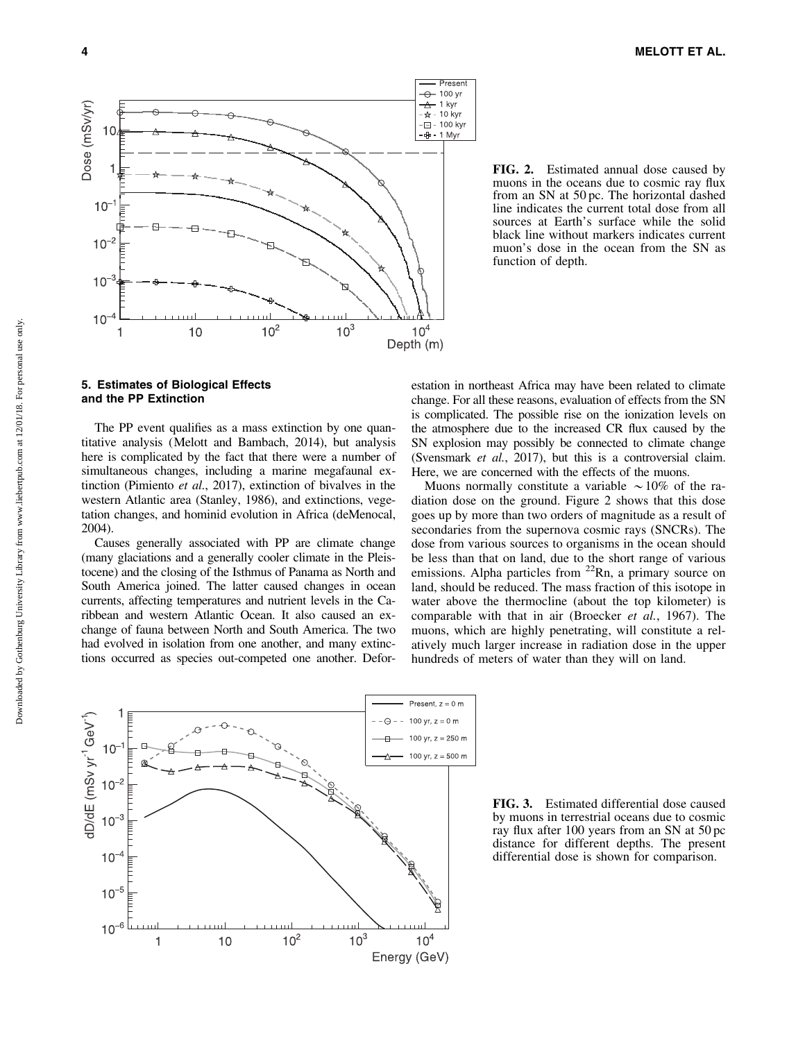FIG. 2. Estimated annual dose caused by muons in the oceans due to cosmic ray flux from an SN at 50 pc. The horizontal dashed line indicates the current total dose from all sources at Earth's surface while the solid black line without markers indicates current muon's dose in the ocean from the SN as function of depth.

### 5. Estimates of Biological Effects and the PP Extinction

The PP event qualifies as a mass extinction by one quantitative analysis (Melott and Bambach, 2014), but analysis here is complicated by the fact that there were a number of simultaneous changes, including a marine megafaunal extinction (Pimiento *et al.*, 2017), extinction of bivalves in the western Atlantic area (Stanley, 1986), and extinctions, vegetation changes, and hominid evolution in Africa (deMenocal, 2004).

Causes generally associated with PP are climate change (many glaciations and a generally cooler climate in the Pleistocene) and the closing of the Isthmus of Panama as North and South America joined. The latter caused changes in ocean currents, affecting temperatures and nutrient levels in the Caribbean and western Atlantic Ocean. It also caused an exchange of fauna between North and South America. The two had evolved in isolation from one another, and many extinctions occurred as species out-competed one another. Deforestation in northeast Africa may have been related to climate change. For all these reasons, evaluation of effects from the SN is complicated. The possible rise on the ionization levels on the atmosphere due to the increased CR flux caused by the SN explosion may possibly be connected to climate change (Svensmark *et al.*, 2017), but this is a controversial claim. Here, we are concerned with the effects of the muons.

Muons normally constitute a variable $\sim 10\%$ of the radiation dose on the ground. Figure 2 shows that this dose goes up by more than two orders of magnitude as a result of secondaries from the supernova cosmic rays (SNCRs). The dose from various sources to organisms in the ocean should be less than that on land, due to the short range of various emissions. Alpha particles from $^{22}$Rn, a primary source on land, should be reduced. The mass fraction of this isotope in water above the thermocline (about the top kilometer) is comparable with that in air (Broecker *et al.*, 1967). The muons, which are highly penetrating, will constitute a relatively much larger increase in radiation dose in the upper hundreds of meters of water than they will on land.

FIG. 3. Estimated differential dose caused by muons in terrestrial oceans due to cosmic ray flux after 100 years from an SN at 50 pc distance for different depths. The present differential dose is shown for comparison.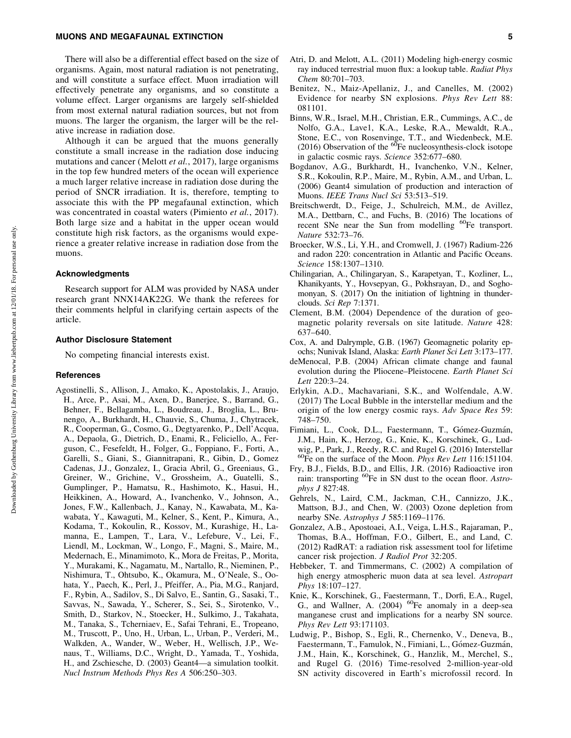There will also be a differential effect based on the size of organisms. Again, most natural radiation is not penetrating, and will constitute a surface effect. Muon irradiation will effectively penetrate any organisms, and so constitute a volume effect. Larger organisms are largely self-shielded from most external natural radiation sources, but not from muons. The larger the organism, the larger will be the relative increase in radiation dose.

Although it can be argued that the muons generally constitute a small increase in the radiation dose inducing mutations and cancer (Melott *et al.*, 2017), large organisms in the top few hundred meters of the ocean will experience a much larger relative increase in radiation dose during the period of SNCR irradiation. It is, therefore, tempting to associate this with the PP megafaunal extinction, which was concentrated in coastal waters (Pimiento *et al.*, 2017). Both large size and a habitat in the upper ocean would constitute high risk factors, as the organisms would experience a greater relative increase in radiation dose from the muons.

### Acknowledgments

Research support for ALM was provided by NASA under research grant NNX14AK22G. We thank the referees for their comments helpful in clarifying certain aspects of the article.

### Author Disclosure Statement

No competing financial interests exist.

### References

Agostinelli, S., Allison, J., Amako, K., Apostolakis, J., Araujo, H., Arce, P., Asai, M., Axen, D., Banerjee, S., Barrand, G., Behner, F., Bellagamba, L., Boudreau, J., Broglia, L., Brunengo, A., Burkhardt, H., Chauvie, S., Chuma, J., Chytracek, R., Cooperman, G., Cosmo, G., Degtyarenko, P., Dell'Acqua, A., Depaola, G., Dietrich, D., Enami, R., Feliciello, A., Ferguson, C., Fesefeldt, H., Folger, G., Foppiano, F., Forti, A., Garelli, S., Giani, S., Giannitrapani, R., Gibin, D., Gomez Cadenas, J.J., Gonzalez, I., Gracia Abril, G., Greeniaus, G., Greiner, W., Grichine, V., Grossheim, A., Guatelli, S., Gumplinger, P., Hamatsu, R., Hashimoto, K., Hasui, H., Heikkinen, A., Howard, A., Ivanchenko, V., Johnson, A., Jones, F.W., Kallenbach, J., Kanay, N., Kawabata, M., Kawabata, Y., Kawaguti, M., Kelner, S., Kent, P., Kimura, A., Kodama, T., Kokoulin, R., Kossov, M., Kurashige, H., Lamanna, E., Lampen, T., Lara, V., Lefebure, V., Lei, F., Liendl, M., Lockman, W., Longo, F., Magni, S., Maire, M., Medernach, E., Minamimoto, K., Mora de Freitas, P., Morita, Y., Murakami, K., Nagamatu, M., Nartallo, R., Nieminen, P., Nishimura, T., Ohtsubo, K., Okamura, M., O'Neale, S., Oohata, Y., Paech, K., Perl, J., Pfeiffer, A., Pia, M.G., Ranjard, F., Rybin, A., Sadilov, S., Di Salvo, E., Santin, G., Sasaki, T., Savvas, N., Sawada, Y., Scherer, S., Sei, S., Sirotenko, V., Smith, D., Starkov, N., Stoecker, H., Sulkimo, J., Takahata, M., Tanaka, S., Tcherniaev, E., Safai Tehrani, E., Tropeano, M., Truscott, P., Uno, H., Urban, L., Urban, P., Verderi, M., Walkden, A., Wander, W., Weber, H., Wellisch, J.P., Wenaus, T., Williams, D.C., Wright, D., Yamada, T., Yoshida, H., and Zschiesche, D. (2003) Geant4—a simulation toolkit. *Nucl Instrum Methods Phys Res A* 506:250–303.

Atri, D. and Melott, A.L. (2011) Modeling high-energy cosmic ray induced terrestrial muon flux: a lookup table. *Radiat Phys Chem* 80:701–703.

Benitez, N., Maiz-Apellaniz, J., and Canelles, M. (2002) Evidence for nearby SN explosions. *Phys Rev Lett* 88: 081101.

Binns, W.R., Israel, M.H., Christian, E.R., Cummings, A.C., de Nolfo, G.A., Lave1, K.A., Leske, R.A., Mewaldt, R.A., Stone, E.C., von Rosenvinge, T.T., and Wiedenbeck, M.E. (2016) Observation of the $^{60}$Fe nucleosynthesis-clock isotope in galactic cosmic rays. *Science* 352:677–680.

Bogdanov, A.G., Burkhardt, H., Ivanchenko, V.N., Kelner, S.R., Kokoulin, R.P., Maire, M., Rybin, A.M., and Urban, L. (2006) Geant4 simulation of production and interaction of Muons. *IEEE Trans Nucl Sci* 53:513–519.

Breitschwerdt, D., Feige, J., Schulreich, M.M., de Avillez, M.A., Dettbarn, C., and Fuchs, B. (2016) The locations of recent SNe near the Sun from modelling $^{60}$Fe transport. *Nature* 532:73–76.

Broecker, W.S., Li, Y.H., and Cromwell, J. (1967) Radium-226 and radon 220: concentration in Atlantic and Pacific Oceans. *Science* 158:1307–1310.

Chilingarian, A., Chilingaryan, S., Karapetyan, T., Kozliner, L., Khanikyants, Y., Hovsepyan, G., Pokhsrayan, D., and Soghomonyan, S. (2017) On the initiation of lightning in thunderclouds. *Sci Rep* 7:1371.

Clement, B.M. (2004) Dependence of the duration of geomagnetic polarity reversals on site latitude. *Nature* 428: 637–640.

Cox, A. and Dalrymple, G.B. (1967) Geomagnetic polarity epochs; Nunivak Island, Alaska: *Earth Planet Sci Lett* 3:173–177.

deMenocal, P.B. (2004) African climate change and faunal evolution during the Pliocene–Pleistocene. *Earth Planet Sci Lett* 220:3–24.

Erlykin, A.D., Machavariani, S.K., and Wolfendale, A.W. (2017) The Local Bubble in the interstellar medium and the origin of the low energy cosmic rays. *Adv Space Res* 59: 748–750.

Fimiani, L., Cook, D.L., Faestermann, T., Gómez-Guzmán, J.M., Hain, K., Herzog, G., Knie, K., Korschinek, G., Ludwig, P., Park, J., Reedy, R.C. and Rugel G. (2016) Interstellar $^{60}$Fe on the surface of the Moon. *Phys Rev Lett* 116:151104.

Fry, B.J., Fields, B.D., and Ellis, J.R. (2016) Radioactive iron rain: transporting $^{60}$Fe in SN dust to the ocean floor. *Astrophys J* 827:48.

Gehrels, N., Laird, C.M., Jackman, C.H., Cannizzo, J.K., Mattson, B.J., and Chen, W. (2003) Ozone depletion from nearby SNe. *Astrophys J* 585:1169–1176.

Gonzalez, A.B., Apostoaei, A.I., Veiga, L.H.S., Rajaraman, P., Thomas, B.A., Hoffman, F.O., Gilbert, E., and Land, C. (2012) RadRAT: a radiation risk assessment tool for lifetime cancer risk projection. *J Radiol Prot* 32:205.

Hebbeker, T. and Timmermans, C. (2002) A compilation of high energy atmospheric muon data at sea level. *Astropart Phys* 18:107–127.

Knie, K., Korschinek, G., Faestermann, T., Dorfi, E.A., Rugel, G., and Wallner, A. (2004) $^{60}$Fe anomaly in a deep-sea manganese crust and implications for a nearby SN source. *Phys Rev Lett* 93:171103.

Ludwig, P., Bishop, S., Egli, R., Chernenko, V., Deneva, B., Faestermann, T., Famulok, N., Fimiani, L., Gómez-Guzmán, J.M., Hain, K., Korschinek, G., Hanzlik, M., Merchel, S., and Rugel G. (2016) Time-resolved 2-million-year-old SN activity discovered in Earth's microfossil record. In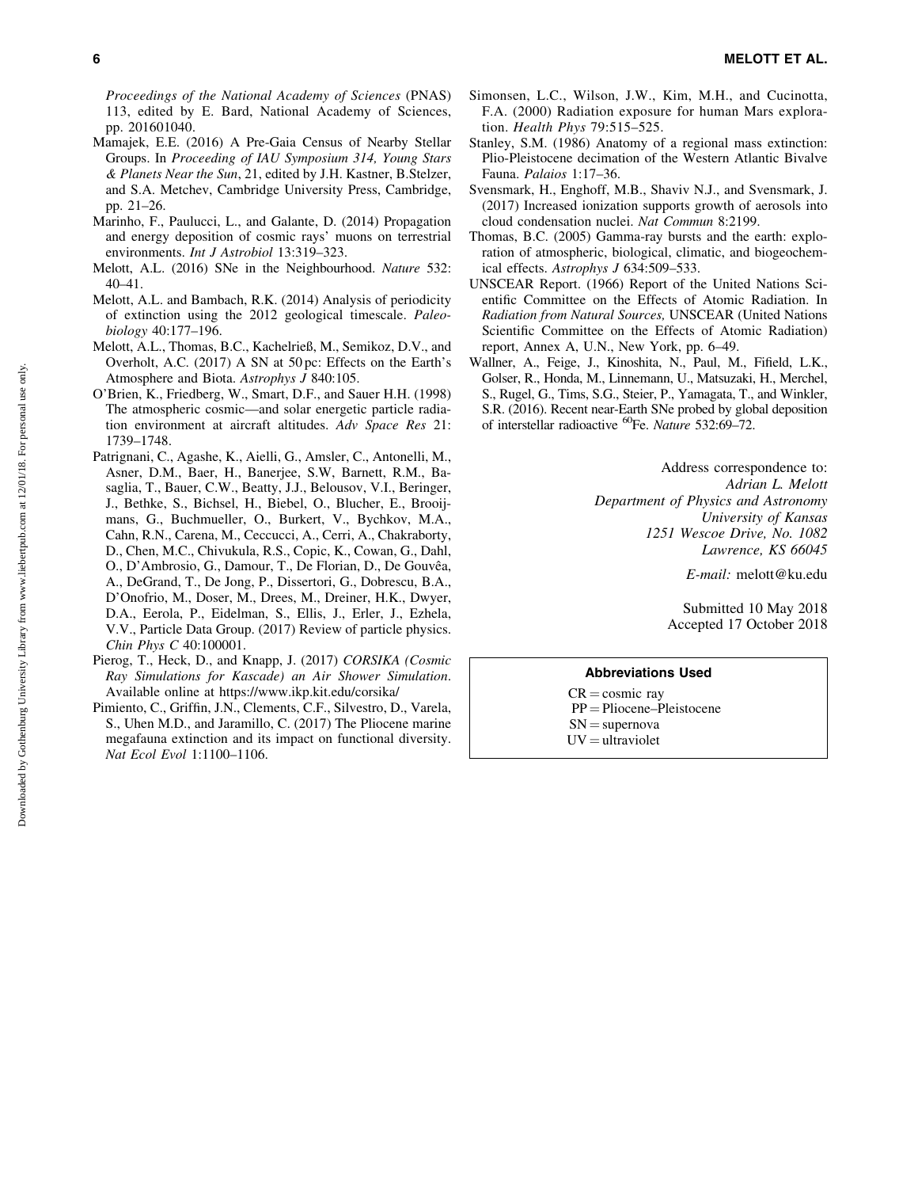*Proceedings of the National Academy of Sciences* (PNAS) 113, edited by E. Bard, National Academy of Sciences, pp. 201601040.

Mamajek, E.E. (2016) A Pre-Gaia Census of Nearby Stellar Groups. In *Proceeding of IAU Symposium 314, Young Stars & Planets Near the Sun*, 21, edited by J.H. Kastner, B.Stelzer, and S.A. Metchev, Cambridge University Press, Cambridge, pp. 21–26.

Marinho, F., Paulucci, L., and Galante, D. (2014) Propagation and energy deposition of cosmic rays' muons on terrestrial environments. *Int J Astrobiol* 13:319–323.

Melott, A.L. (2016) SNe in the Neighbourhood. *Nature* 532: 40–41.

Melott, A.L. and Bambach, R.K. (2014) Analysis of periodicity of extinction using the 2012 geological timescale. *Paleobiology* 40:177–196.

Melott, A.L., Thomas, B.C., Kachelrieß, M., Semikoz, D.V., and Overholt, A.C. (2017) A SN at 50 pc: Effects on the Earth's Atmosphere and Biota. *Astrophys J* 840:105.

O'Brien, K., Friedberg, W., Smart, D.F., and Sauer H.H. (1998) The atmospheric cosmic—and solar energetic particle radiation environment at aircraft altitudes. *Adv Space Res* 21: 1739–1748.

Patrignani, C., Agashe, K., Aielli, G., Amsler, C., Antonelli, M., Asner, D.M., Baer, H., Banerjee, S.W, Barnett, R.M., Basaglia, T., Bauer, C.W., Beatty, J.J., Belousov, V.I., Beringer, J., Bethke, S., Bichsel, H., Biebel, O., Blucher, E., Brooijmans, G., Buchmueller, O., Burkert, V., Bychkov, M.A., Cahn, R.N., Carena, M., Ceccucci, A., Cerri, A., Chakraborty, D., Chen, M.C., Chivukula, R.S., Copic, K., Cowan, G., Dahl, O., D'Ambrosio, G., Damour, T., De Florian, D., De Gouvêa, A., DeGrand, T., De Jong, P., Dissertori, G., Dobrescu, B.A., D'Onofrio, M., Doser, M., Drees, M., Dreiner, H.K., Dwyer, D.A., Eerola, P., Eidelman, S., Ellis, J., Erler, J., Ezhela, V.V., Particle Data Group. (2017) Review of particle physics. *Chin Phys C* 40:100001.

Pierog, T., Heck, D., and Knapp, J. (2017) *CORSIKA (Cosmic Ray Simulations for Kascade) an Air Shower Simulation*. Available online at https://www.ikp.kit.edu/corsika/

Pimiento, C., Griffin, J.N., Clements, C.F., Silvestro, D., Varela, S., Uhen M.D., and Jaramillo, C. (2017) The Pliocene marine megafauna extinction and its impact on functional diversity. *Nat Ecol Evol* 1:1100–1106.

Simonsen, L.C., Wilson, J.W., Kim, M.H., and Cucinotta, F.A. (2000) Radiation exposure for human Mars exploration. *Health Phys* 79:515–525.

Stanley, S.M. (1986) Anatomy of a regional mass extinction: Plio-Pleistocene decimation of the Western Atlantic Bivalve Fauna. *Palaios* 1:17–36.

Svensmark, H., Enghoff, M.B., Shaviv N.J., and Svensmark, J. (2017) Increased ionization supports growth of aerosols into cloud condensation nuclei. *Nat Commun* 8:2199.

Thomas, B.C. (2005) Gamma-ray bursts and the earth: exploration of atmospheric, biological, climatic, and biogeochemical effects. *Astrophys J* 634:509–533.

UNSCEAR Report. (1966) Report of the United Nations Scientific Committee on the Effects of Atomic Radiation. In *Radiation from Natural Sources,* UNSCEAR (United Nations Scientific Committee on the Effects of Atomic Radiation) report, Annex A, U.N., New York, pp. 6–49.

Wallner, A., Feige, J., Kinoshita, N., Paul, M., Fifield, L.K., Golser, R., Honda, M., Linnemann, U., Matsuzaki, H., Merchel, S., Rugel, G., Tims, S.G., Steier, P., Yamagata, T., and Winkler, S.R. (2016). Recent near-Earth SNe probed by global deposition of interstellar radioactive $^{60}$Fe. *Nature* 532:69–72.

Address correspondence to:
*Adrian L. Melott*
*Department of Physics and Astronomy*
*University of Kansas*
*1251 Wescoe Drive, No. 1082*
*Lawrence, KS 66045*

*E-mail:* melott@ku.edu

Submitted 10 May 2018
Accepted 17 October 2018

**Abbreviations Used**

CR = cosmic ray
PP = Pliocene–Pleistocene
SN = supernova
UV = ultraviolet